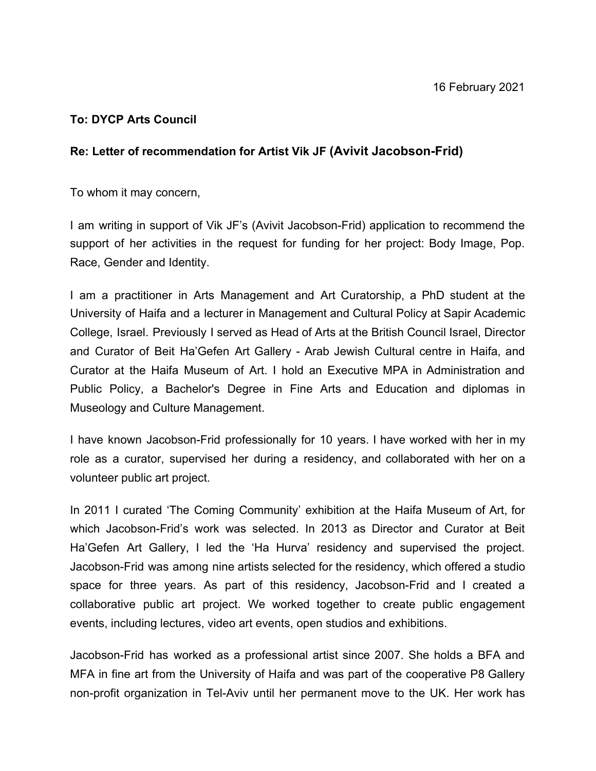16 February 2021

**To: DYCP Arts Council**

**Re: Letter of recommendation for Artist Vik JF (Avivit Jacobson-Frid)**

To whom it may concern,

I am writing in support of Vik JF's (Avivit Jacobson-Frid) application to recommend the support of her activities in the request for funding for her project: Body Image, Pop. Race, Gender and Identity.

I am a practitioner in Arts Management and Art Curatorship, a PhD student at the University of Haifa and a lecturer in Management and Cultural Policy at Sapir Academic College, Israel. Previously I served as Head of Arts at the British Council Israel, Director and Curator of Beit Ha'Gefen Art Gallery - Arab Jewish Cultural centre in Haifa, and Curator at the Haifa Museum of Art. I hold an Executive MPA in Administration and Public Policy, a Bachelor's Degree in Fine Arts and Education and diplomas in Museology and Culture Management.

I have known Jacobson-Frid professionally for 10 years. I have worked with her in my role as a curator, supervised her during a residency, and collaborated with her on a volunteer public art project.

In 2011 I curated 'The Coming Community' exhibition at the Haifa Museum of Art, for which Jacobson-Frid's work was selected. In 2013 as Director and Curator at Beit Ha'Gefen Art Gallery, I led the 'Ha Hurva' residency and supervised the project. Jacobson-Frid was among nine artists selected for the residency, which offered a studio space for three years. As part of this residency, Jacobson-Frid and I created a collaborative public art project. We worked together to create public engagement events, including lectures, video art events, open studios and exhibitions.

Jacobson-Frid has worked as a professional artist since 2007. She holds a BFA and MFA in fine art from the University of Haifa and was part of the cooperative P8 Gallery non-profit organization in Tel-Aviv until her permanent move to the UK. Her work has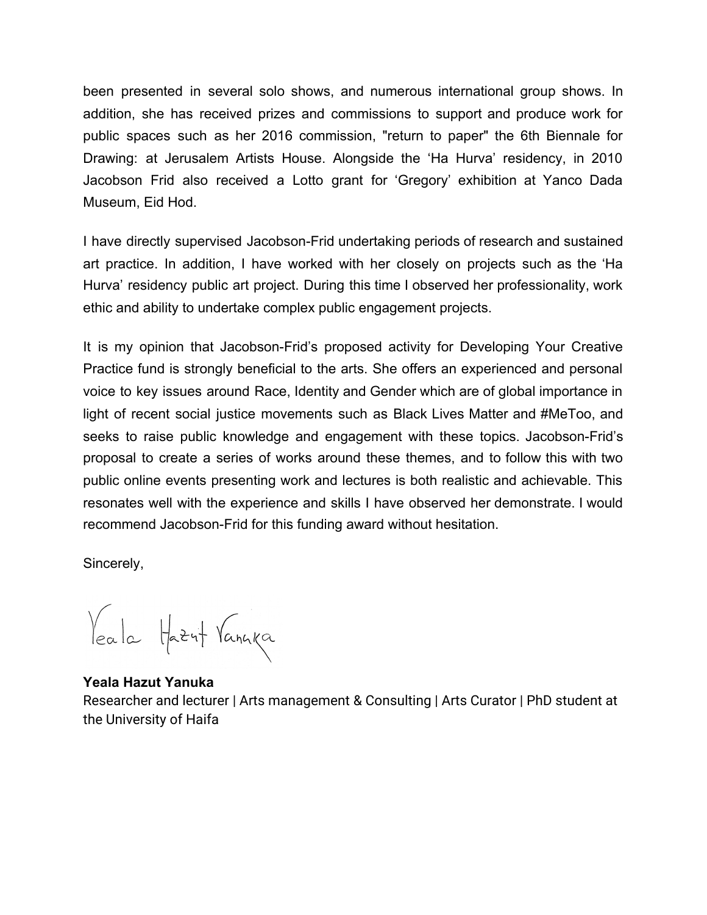been presented in several solo shows, and numerous international group shows. In addition, she has received prizes and commissions to support and produce work for public spaces such as her 2016 commission, "return to paper" the 6th Biennale for Drawing: at Jerusalem Artists House. Alongside the 'Ha Hurva' residency, in 2010 Jacobson Frid also received a Lotto grant for 'Gregory' exhibition at Yanco Dada Museum, Eid Hod.

I have directly supervised Jacobson-Frid undertaking periods of research and sustained art practice. In addition, I have worked with her closely on projects such as the 'Ha Hurva' residency public art project. During this time I observed her professionality, work ethic and ability to undertake complex public engagement projects.

It is my opinion that Jacobson-Frid's proposed activity for Developing Your Creative Practice fund is strongly beneficial to the arts. She offers an experienced and personal voice to key issues around Race, Identity and Gender which are of global importance in light of recent social justice movements such as Black Lives Matter and #MeToo, and seeks to raise public knowledge and engagement with these topics. Jacobson-Frid's proposal to create a series of works around these themes, and to follow this with two public online events presenting work and lectures is both realistic and achievable. This resonates well with the experience and skills I have observed her demonstrate. I would recommend Jacobson-Frid for this funding award without hesitation.

Sincerely,

Yeala Hazut Yanuka

**Yeala Hazut Yanuka**
Researcher and lecturer | Arts management & Consulting | Arts Curator | PhD student at the University of Haifa